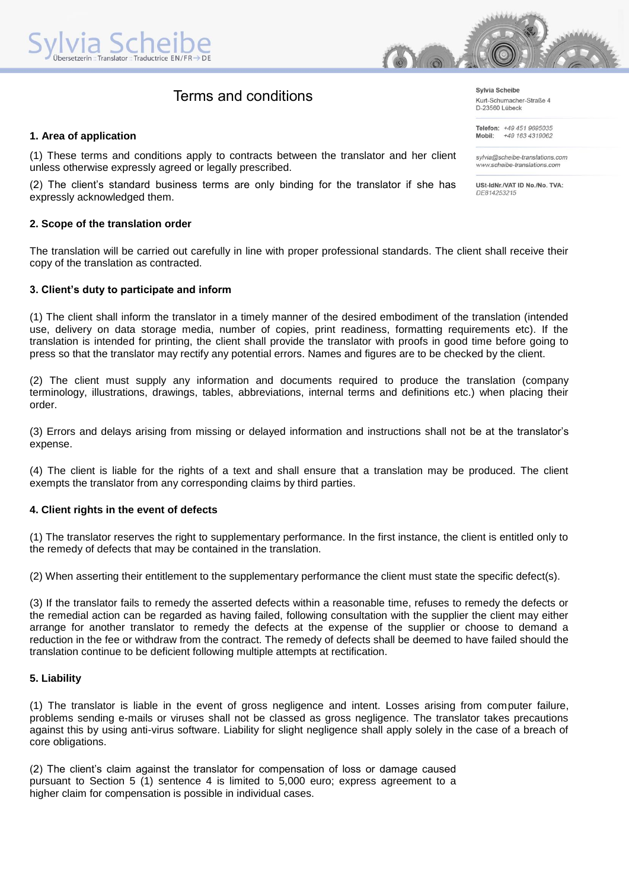Sylvia Scheibe
Übersetzerin :: Translator :: Traductrice EN/FR→ DE

# Terms and conditions

**Sylvia Scheibe**
Kurt-Schumacher-Straße 4
D-23560 Lübeck

**Telefon:** +49 451 9695035
**Mobil:** +49 163 4319062

sylvia@scheibe-translations.com
www.scheibe-translations.com

**USt-IdNr./VAT ID No./No. TVA:**
DE814253215

## 1. Area of application

(1) These terms and conditions apply to contracts between the translator and her client unless otherwise expressly agreed or legally prescribed.

(2) The client's standard business terms are only binding for the translator if she has expressly acknowledged them.

## 2. Scope of the translation order

The translation will be carried out carefully in line with proper professional standards. The client shall receive their copy of the translation as contracted.

## 3. Client's duty to participate and inform

(1) The client shall inform the translator in a timely manner of the desired embodiment of the translation (intended use, delivery on data storage media, number of copies, print readiness, formatting requirements etc). If the translation is intended for printing, the client shall provide the translator with proofs in good time before going to press so that the translator may rectify any potential errors. Names and figures are to be checked by the client.

(2) The client must supply any information and documents required to produce the translation (company terminology, illustrations, drawings, tables, abbreviations, internal terms and definitions etc.) when placing their order.

(3) Errors and delays arising from missing or delayed information and instructions shall not be at the translator's expense.

(4) The client is liable for the rights of a text and shall ensure that a translation may be produced. The client exempts the translator from any corresponding claims by third parties.

## 4. Client rights in the event of defects

(1) The translator reserves the right to supplementary performance. In the first instance, the client is entitled only to the remedy of defects that may be contained in the translation.

(2) When asserting their entitlement to the supplementary performance the client must state the specific defect(s).

(3) If the translator fails to remedy the asserted defects within a reasonable time, refuses to remedy the defects or the remedial action can be regarded as having failed, following consultation with the supplier the client may either arrange for another translator to remedy the defects at the expense of the supplier or choose to demand a reduction in the fee or withdraw from the contract. The remedy of defects shall be deemed to have failed should the translation continue to be deficient following multiple attempts at rectification.

## 5. Liability

(1) The translator is liable in the event of gross negligence and intent. Losses arising from computer failure, problems sending e-mails or viruses shall not be classed as gross negligence. The translator takes precautions against this by using anti-virus software. Liability for slight negligence shall apply solely in the case of a breach of core obligations.

(2) The client's claim against the translator for compensation of loss or damage caused pursuant to Section 5 (1) sentence 4 is limited to 5,000 euro; express agreement to a higher claim for compensation is possible in individual cases.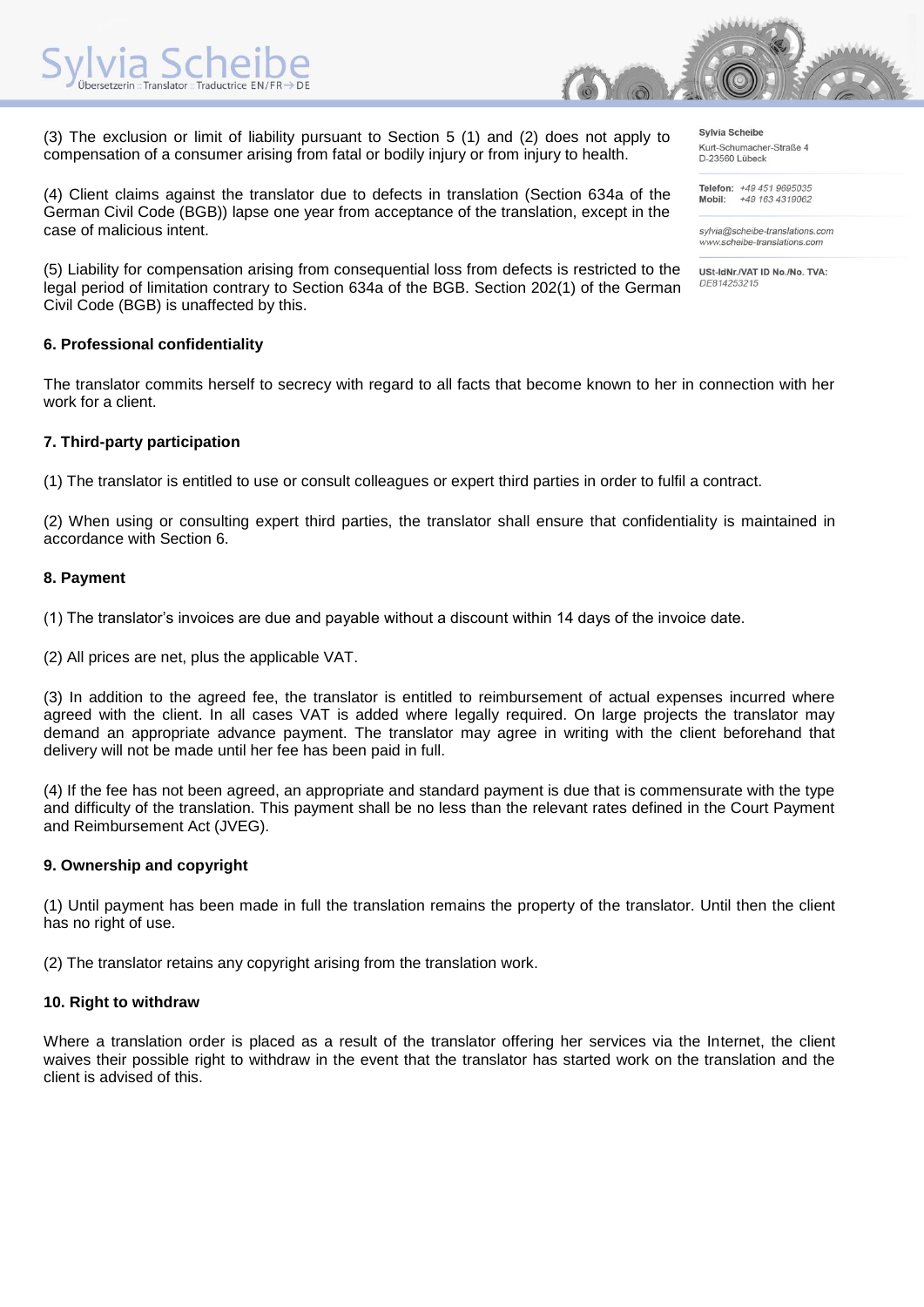(3) The exclusion or limit of liability pursuant to Section 5 (1) and (2) does not apply to compensation of a consumer arising from fatal or bodily injury or from injury to health.

(4) Client claims against the translator due to defects in translation (Section 634a of the German Civil Code (BGB)) lapse one year from acceptance of the translation, except in the case of malicious intent.

(5) Liability for compensation arising from consequential loss from defects is restricted to the legal period of limitation contrary to Section 634a of the BGB. Section 202(1) of the German Civil Code (BGB) is unaffected by this.

Sylvia Scheibe
Kurt-Schumacher-Straße 4
D-23560 Lübeck

**Telefon:** +49 451 9695035
**Mobil:** +49 163 4319062

sylvia@scheibe-translations.com
www.scheibe-translations.com

**USt-IdNr./VAT ID No./No. TVA:**
DE814253215

**6. Professional confidentiality**

The translator commits herself to secrecy with regard to all facts that become known to her in connection with her work for a client.

**7. Third-party participation**

(1) The translator is entitled to use or consult colleagues or expert third parties in order to fulfil a contract.

(2) When using or consulting expert third parties, the translator shall ensure that confidentiality is maintained in accordance with Section 6.

**8. Payment**

(1) The translator's invoices are due and payable without a discount within 14 days of the invoice date.

(2) All prices are net, plus the applicable VAT.

(3) In addition to the agreed fee, the translator is entitled to reimbursement of actual expenses incurred where agreed with the client. In all cases VAT is added where legally required. On large projects the translator may demand an appropriate advance payment. The translator may agree in writing with the client beforehand that delivery will not be made until her fee has been paid in full.

(4) If the fee has not been agreed, an appropriate and standard payment is due that is commensurate with the type and difficulty of the translation. This payment shall be no less than the relevant rates defined in the Court Payment and Reimbursement Act (JVEG).

**9. Ownership and copyright**

(1) Until payment has been made in full the translation remains the property of the translator. Until then the client has no right of use.

(2) The translator retains any copyright arising from the translation work.

**10. Right to withdraw**

Where a translation order is placed as a result of the translator offering her services via the Internet, the client waives their possible right to withdraw in the event that the translator has started work on the translation and the client is advised of this.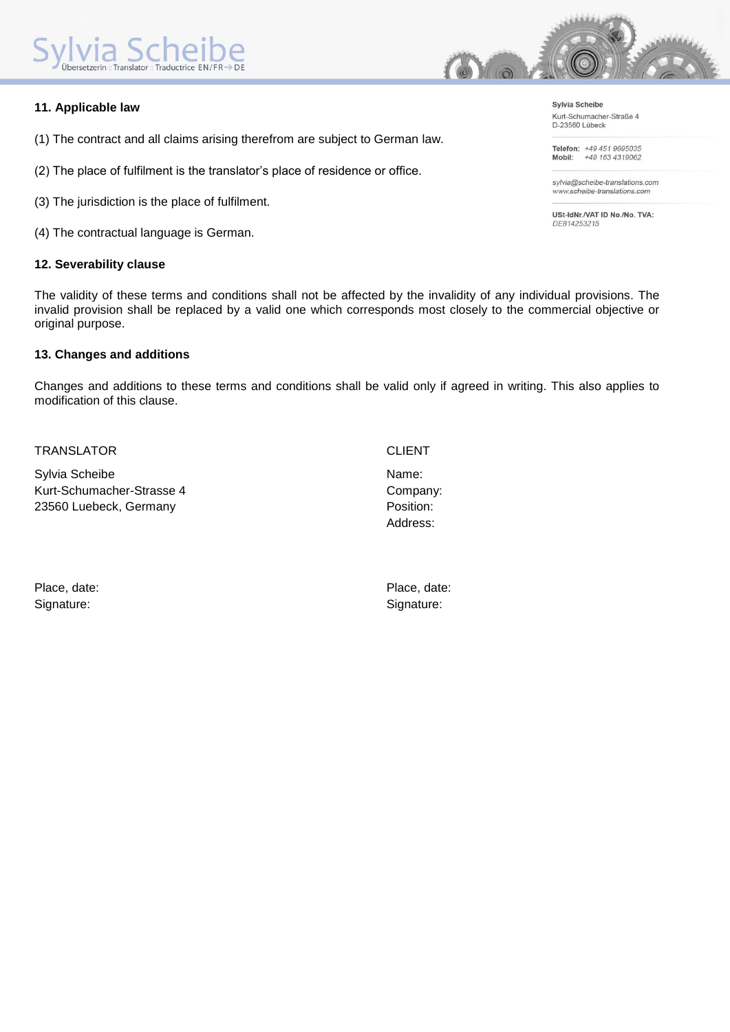**11. Applicable law**

(1) The contract and all claims arising therefrom are subject to German law.

(2) The place of fulfilment is the translator’s place of residence or office.

(3) The jurisdiction is the place of fulfilment.

(4) The contractual language is German.

**12. Severability clause**

The validity of these terms and conditions shall not be affected by the invalidity of any individual provisions. The invalid provision shall be replaced by a valid one which corresponds most closely to the commercial objective or original purpose.

**13. Changes and additions**

Changes and additions to these terms and conditions shall be valid only if agreed in writing. This also applies to modification of this clause.

TRANSLATOR

Sylvia Scheibe
Kurt-Schumacher-Strasse 4
23560 Luebeck, Germany

Place, date:
Signature:

CLIENT

Name:
Company:
Position:
Address:

Place, date:
Signature: